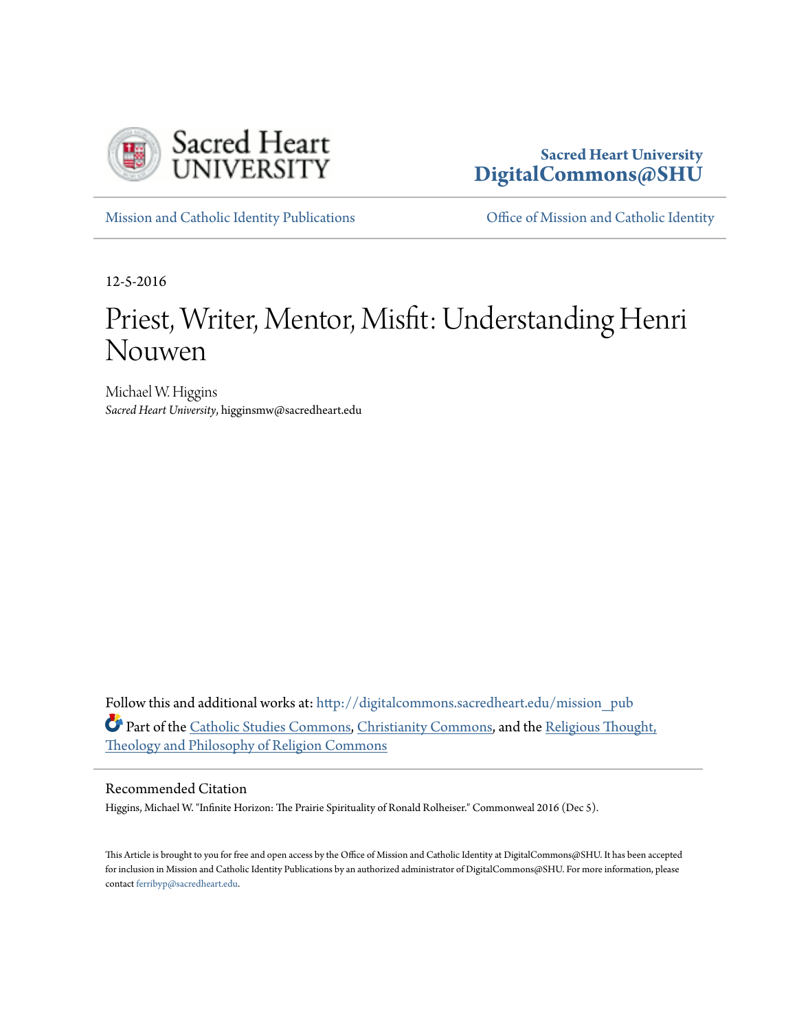Sacred Heart University
**DigitalCommons@SHU**

Mission and Catholic Identity Publications | Office of Mission and Catholic Identity

12-5-2016

# Priest, Writer, Mentor, Misfit: Understanding Henri Nouwen

Michael W. Higgins
*Sacred Heart University*, higginsmw@sacredheart.edu

Follow this and additional works at: http://digitalcommons.sacredheart.edu/mission_pub

Part of the Catholic Studies Commons, Christianity Commons, and the Religious Thought, Theology and Philosophy of Religion Commons

## Recommended Citation

Higgins, Michael W. "Infinite Horizon: The Prairie Spirituality of Ronald Rolheiser." Commonweal 2016 (Dec 5).

This Article is brought to you for free and open access by the Office of Mission and Catholic Identity at DigitalCommons@SHU. It has been accepted for inclusion in Mission and Catholic Identity Publications by an authorized administrator of DigitalCommons@SHU. For more information, please contact ferribyp@sacredheart.edu.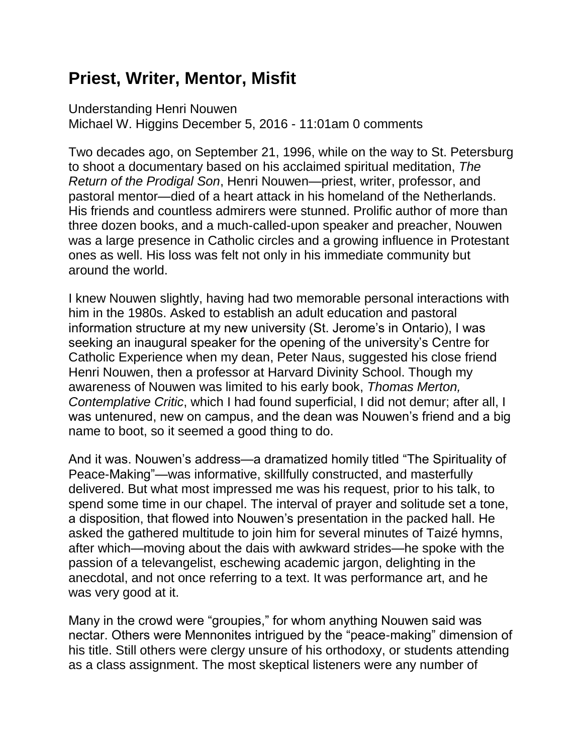# Priest, Writer, Mentor, Misfit

Understanding Henri Nouwen
Michael W. Higgins December 5, 2016 - 11:01am 0 comments

Two decades ago, on September 21, 1996, while on the way to St. Petersburg to shoot a documentary based on his acclaimed spiritual meditation, *The Return of the Prodigal Son*, Henri Nouwen—priest, writer, professor, and pastoral mentor—died of a heart attack in his homeland of the Netherlands. His friends and countless admirers were stunned. Prolific author of more than three dozen books, and a much-called-upon speaker and preacher, Nouwen was a large presence in Catholic circles and a growing influence in Protestant ones as well. His loss was felt not only in his immediate community but around the world.

I knew Nouwen slightly, having had two memorable personal interactions with him in the 1980s. Asked to establish an adult education and pastoral information structure at my new university (St. Jerome's in Ontario), I was seeking an inaugural speaker for the opening of the university's Centre for Catholic Experience when my dean, Peter Naus, suggested his close friend Henri Nouwen, then a professor at Harvard Divinity School. Though my awareness of Nouwen was limited to his early book, *Thomas Merton, Contemplative Critic*, which I had found superficial, I did not demur; after all, I was untenured, new on campus, and the dean was Nouwen's friend and a big name to boot, so it seemed a good thing to do.

And it was. Nouwen's address—a dramatized homily titled "The Spirituality of Peace-Making"—was informative, skillfully constructed, and masterfully delivered. But what most impressed me was his request, prior to his talk, to spend some time in our chapel. The interval of prayer and solitude set a tone, a disposition, that flowed into Nouwen's presentation in the packed hall. He asked the gathered multitude to join him for several minutes of Taizé hymns, after which—moving about the dais with awkward strides—he spoke with the passion of a televangelist, eschewing academic jargon, delighting in the anecdotal, and not once referring to a text. It was performance art, and he was very good at it.

Many in the crowd were "groupies," for whom anything Nouwen said was nectar. Others were Mennonites intrigued by the "peace-making" dimension of his title. Still others were clergy unsure of his orthodoxy, or students attending as a class assignment. The most skeptical listeners were any number of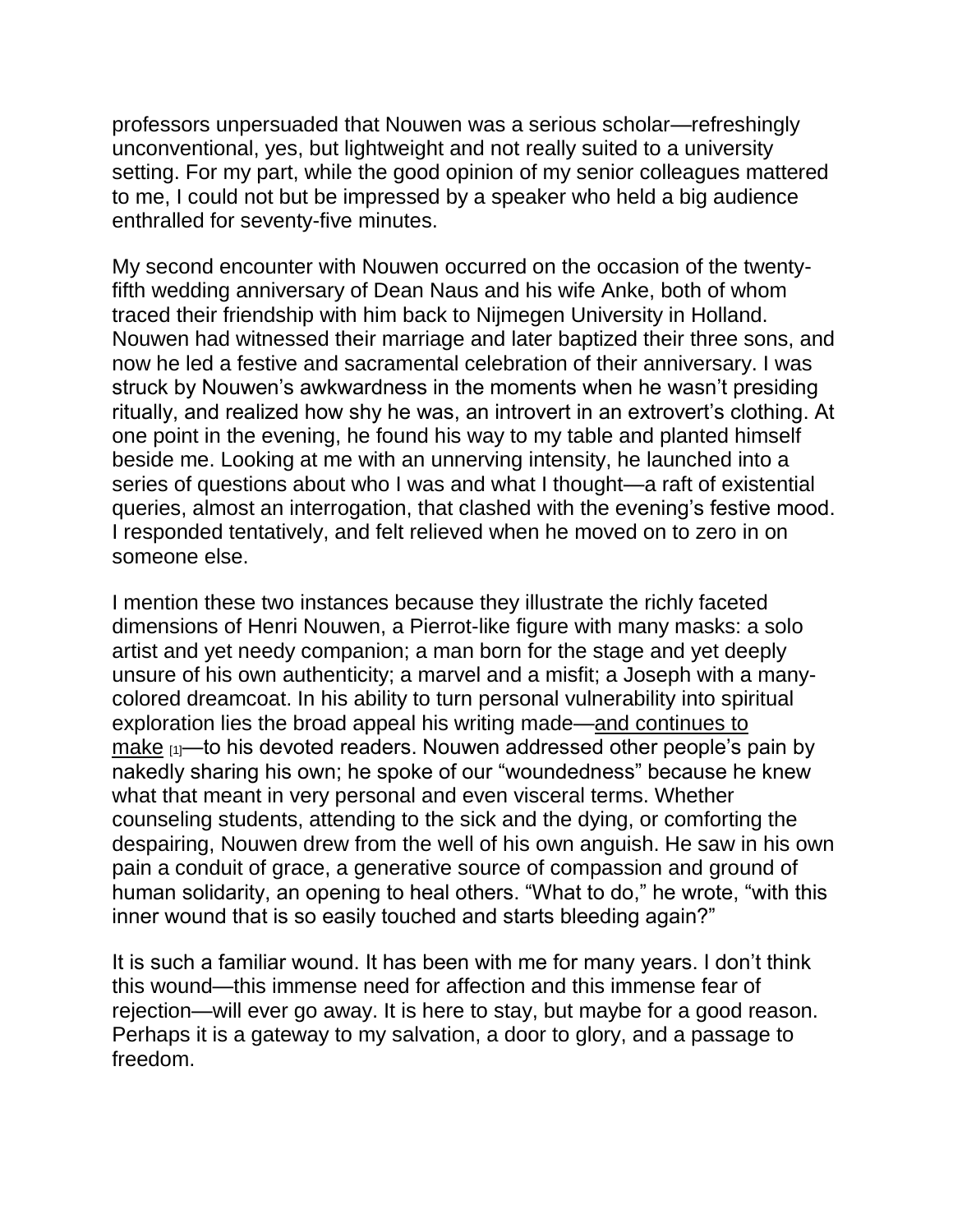professors unpersuaded that Nouwen was a serious scholar—refreshingly unconventional, yes, but lightweight and not really suited to a university setting. For my part, while the good opinion of my senior colleagues mattered to me, I could not but be impressed by a speaker who held a big audience enthralled for seventy-five minutes.

My second encounter with Nouwen occurred on the occasion of the twenty-fifth wedding anniversary of Dean Naus and his wife Anke, both of whom traced their friendship with him back to Nijmegen University in Holland. Nouwen had witnessed their marriage and later baptized their three sons, and now he led a festive and sacramental celebration of their anniversary. I was struck by Nouwen's awkwardness in the moments when he wasn't presiding ritually, and realized how shy he was, an introvert in an extrovert's clothing. At one point in the evening, he found his way to my table and planted himself beside me. Looking at me with an unnerving intensity, he launched into a series of questions about who I was and what I thought—a raft of existential queries, almost an interrogation, that clashed with the evening's festive mood. I responded tentatively, and felt relieved when he moved on to zero in on someone else.

I mention these two instances because they illustrate the richly faceted dimensions of Henri Nouwen, a Pierrot-like figure with many masks: a solo artist and yet needy companion; a man born for the stage and yet deeply unsure of his own authenticity; a marvel and a misfit; a Joseph with a many-colored dreamcoat. In his ability to turn personal vulnerability into spiritual exploration lies the broad appeal his writing made—and continues to make [1]—to his devoted readers. Nouwen addressed other people's pain by nakedly sharing his own; he spoke of our "woundedness" because he knew what that meant in very personal and even visceral terms. Whether counseling students, attending to the sick and the dying, or comforting the despairing, Nouwen drew from the well of his own anguish. He saw in his own pain a conduit of grace, a generative source of compassion and ground of human solidarity, an opening to heal others. "What to do," he wrote, "with this inner wound that is so easily touched and starts bleeding again?"

It is such a familiar wound. It has been with me for many years. I don't think this wound—this immense need for affection and this immense fear of rejection—will ever go away. It is here to stay, but maybe for a good reason. Perhaps it is a gateway to my salvation, a door to glory, and a passage to freedom.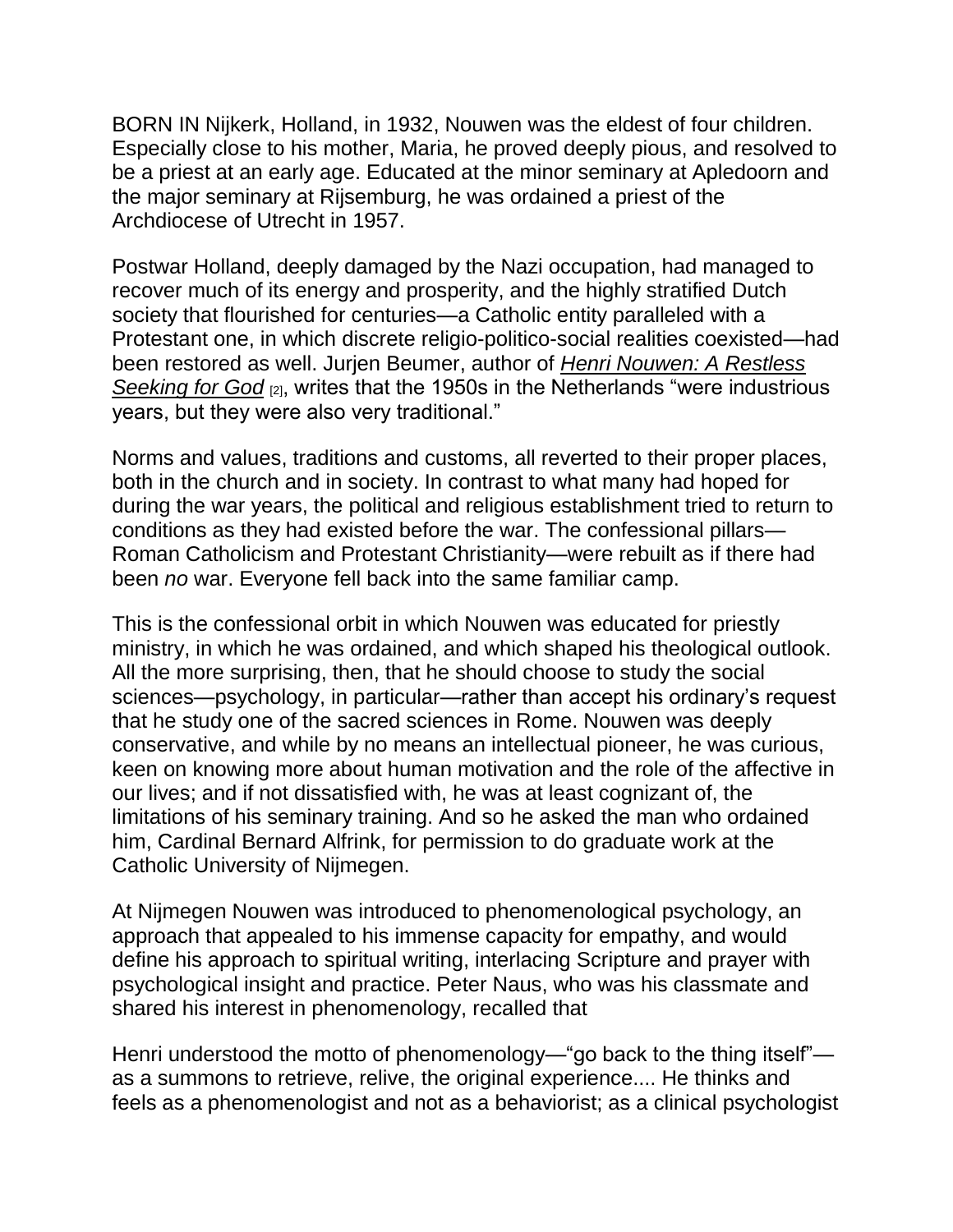BORN IN Nijkerk, Holland, in 1932, Nouwen was the eldest of four children. Especially close to his mother, Maria, he proved deeply pious, and resolved to be a priest at an early age. Educated at the minor seminary at Apledoorn and the major seminary at Rijsemburg, he was ordained a priest of the Archdiocese of Utrecht in 1957.

Postwar Holland, deeply damaged by the Nazi occupation, had managed to recover much of its energy and prosperity, and the highly stratified Dutch society that flourished for centuries—a Catholic entity paralleled with a Protestant one, in which discrete religio-politico-social realities coexisted—had been restored as well. Jurjen Beumer, author of *Henri Nouwen: A Restless Seeking for God* [2], writes that the 1950s in the Netherlands "were industrious years, but they were also very traditional."

Norms and values, traditions and customs, all reverted to their proper places, both in the church and in society. In contrast to what many had hoped for during the war years, the political and religious establishment tried to return to conditions as they had existed before the war. The confessional pillars—Roman Catholicism and Protestant Christianity—were rebuilt as if there had been *no* war. Everyone fell back into the same familiar camp.

This is the confessional orbit in which Nouwen was educated for priestly ministry, in which he was ordained, and which shaped his theological outlook. All the more surprising, then, that he should choose to study the social sciences—psychology, in particular—rather than accept his ordinary's request that he study one of the sacred sciences in Rome. Nouwen was deeply conservative, and while by no means an intellectual pioneer, he was curious, keen on knowing more about human motivation and the role of the affective in our lives; and if not dissatisfied with, he was at least cognizant of, the limitations of his seminary training. And so he asked the man who ordained him, Cardinal Bernard Alfrink, for permission to do graduate work at the Catholic University of Nijmegen.

At Nijmegen Nouwen was introduced to phenomenological psychology, an approach that appealed to his immense capacity for empathy, and would define his approach to spiritual writing, interlacing Scripture and prayer with psychological insight and practice. Peter Naus, who was his classmate and shared his interest in phenomenology, recalled that

Henri understood the motto of phenomenology—"go back to the thing itself"—as a summons to retrieve, relive, the original experience.... He thinks and feels as a phenomenologist and not as a behaviorist; as a clinical psychologist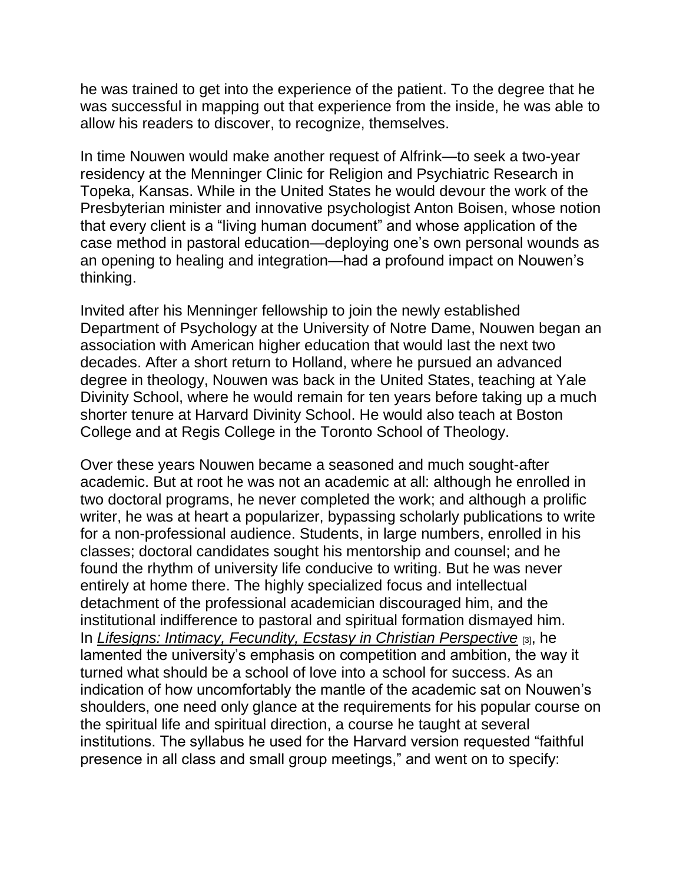he was trained to get into the experience of the patient. To the degree that he was successful in mapping out that experience from the inside, he was able to allow his readers to discover, to recognize, themselves.

In time Nouwen would make another request of Alfrink—to seek a two-year residency at the Menninger Clinic for Religion and Psychiatric Research in Topeka, Kansas. While in the United States he would devour the work of the Presbyterian minister and innovative psychologist Anton Boisen, whose notion that every client is a "living human document" and whose application of the case method in pastoral education—deploying one's own personal wounds as an opening to healing and integration—had a profound impact on Nouwen's thinking.

Invited after his Menninger fellowship to join the newly established Department of Psychology at the University of Notre Dame, Nouwen began an association with American higher education that would last the next two decades. After a short return to Holland, where he pursued an advanced degree in theology, Nouwen was back in the United States, teaching at Yale Divinity School, where he would remain for ten years before taking up a much shorter tenure at Harvard Divinity School. He would also teach at Boston College and at Regis College in the Toronto School of Theology.

Over these years Nouwen became a seasoned and much sought-after academic. But at root he was not an academic at all: although he enrolled in two doctoral programs, he never completed the work; and although a prolific writer, he was at heart a popularizer, bypassing scholarly publications to write for a non-professional audience. Students, in large numbers, enrolled in his classes; doctoral candidates sought his mentorship and counsel; and he found the rhythm of university life conducive to writing. But he was never entirely at home there. The highly specialized focus and intellectual detachment of the professional academician discouraged him, and the institutional indifference to pastoral and spiritual formation dismayed him. In *Lifesigns: Intimacy, Fecundity, Ecstasy in Christian Perspective* [3], he lamented the university's emphasis on competition and ambition, the way it turned what should be a school of love into a school for success. As an indication of how uncomfortably the mantle of the academic sat on Nouwen's shoulders, one need only glance at the requirements for his popular course on the spiritual life and spiritual direction, a course he taught at several institutions. The syllabus he used for the Harvard version requested "faithful presence in all class and small group meetings," and went on to specify: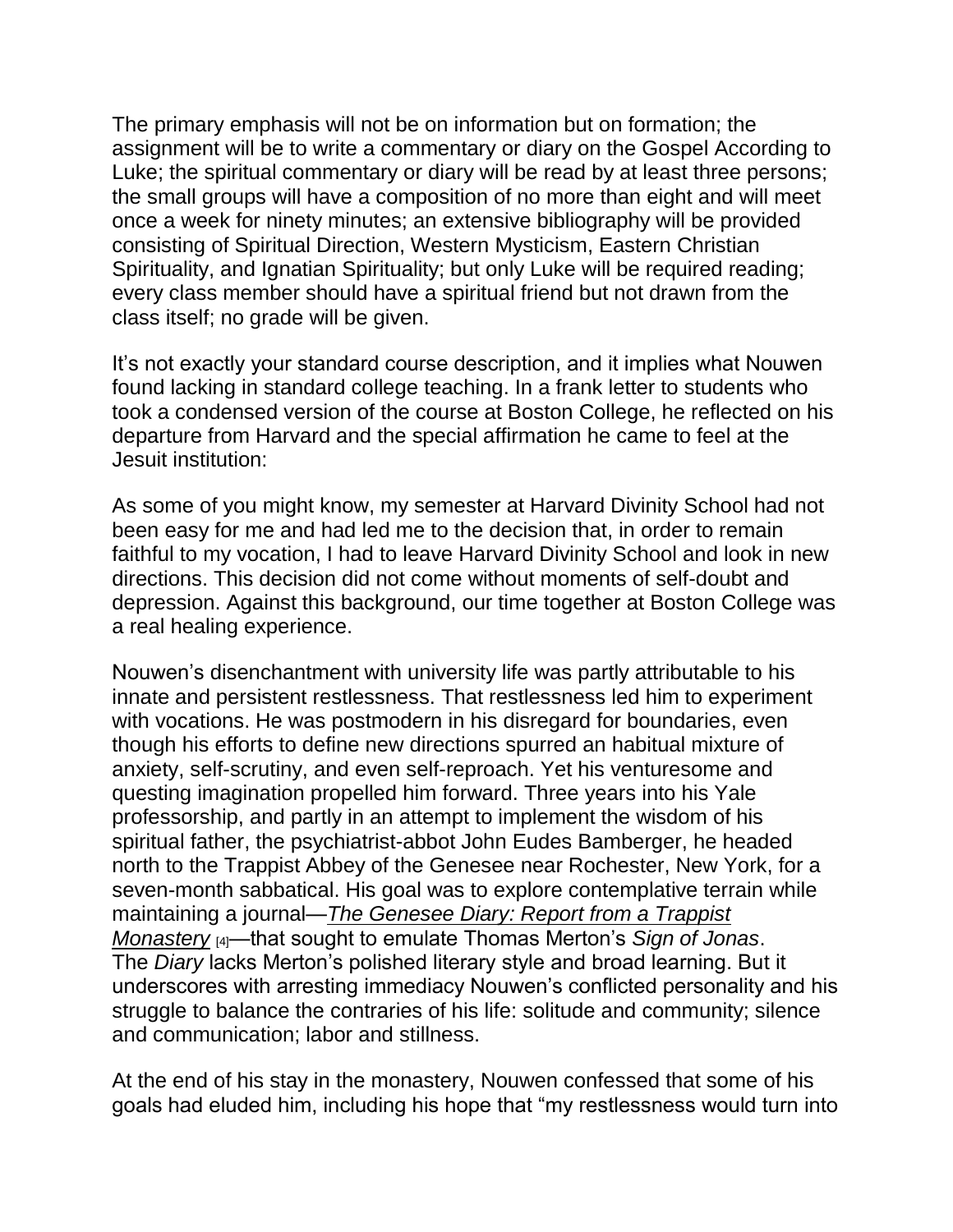The primary emphasis will not be on information but on formation; the assignment will be to write a commentary or diary on the Gospel According to Luke; the spiritual commentary or diary will be read by at least three persons; the small groups will have a composition of no more than eight and will meet once a week for ninety minutes; an extensive bibliography will be provided consisting of Spiritual Direction, Western Mysticism, Eastern Christian Spirituality, and Ignatian Spirituality; but only Luke will be required reading; every class member should have a spiritual friend but not drawn from the class itself; no grade will be given.

It's not exactly your standard course description, and it implies what Nouwen found lacking in standard college teaching. In a frank letter to students who took a condensed version of the course at Boston College, he reflected on his departure from Harvard and the special affirmation he came to feel at the Jesuit institution:

As some of you might know, my semester at Harvard Divinity School had not been easy for me and had led me to the decision that, in order to remain faithful to my vocation, I had to leave Harvard Divinity School and look in new directions. This decision did not come without moments of self-doubt and depression. Against this background, our time together at Boston College was a real healing experience.

Nouwen's disenchantment with university life was partly attributable to his innate and persistent restlessness. That restlessness led him to experiment with vocations. He was postmodern in his disregard for boundaries, even though his efforts to define new directions spurred an habitual mixture of anxiety, self-scrutiny, and even self-reproach. Yet his venturesome and questing imagination propelled him forward. Three years into his Yale professorship, and partly in an attempt to implement the wisdom of his spiritual father, the psychiatrist-abbot John Eudes Bamberger, he headed north to the Trappist Abbey of the Genesee near Rochester, New York, for a seven-month sabbatical. His goal was to explore contemplative terrain while maintaining a journal—*The Genesee Diary: Report from a Trappist Monastery* [4]—that sought to emulate Thomas Merton's *Sign of Jonas*. The *Diary* lacks Merton's polished literary style and broad learning. But it underscores with arresting immediacy Nouwen's conflicted personality and his struggle to balance the contraries of his life: solitude and community; silence and communication; labor and stillness.

At the end of his stay in the monastery, Nouwen confessed that some of his goals had eluded him, including his hope that "my restlessness would turn into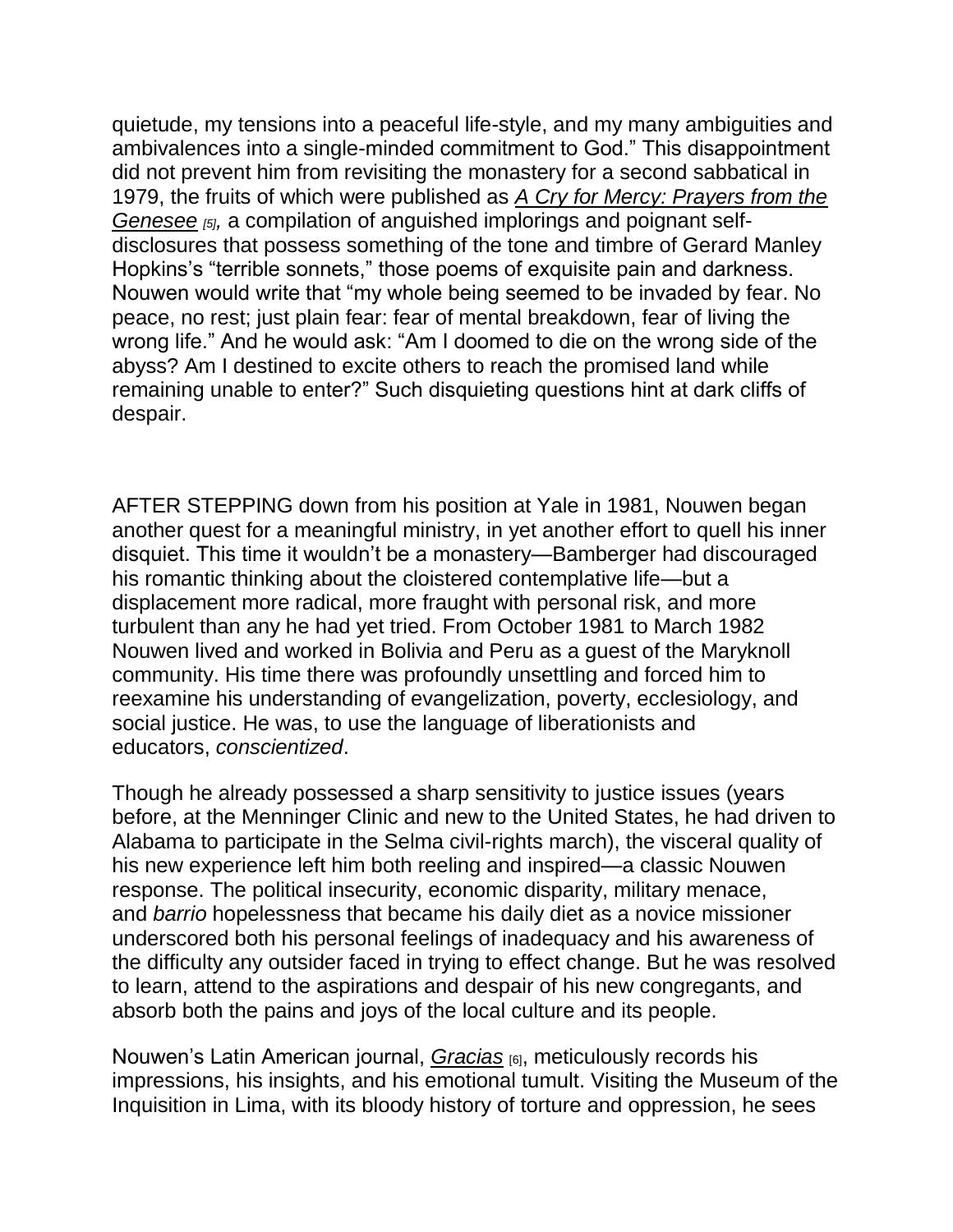quietude, my tensions into a peaceful life-style, and my many ambiguities and ambivalences into a single-minded commitment to God." This disappointment did not prevent him from revisiting the monastery for a second sabbatical in 1979, the fruits of which were published as *A Cry for Mercy: Prayers from the Genesee* [5], a compilation of anguished implorings and poignant self-disclosures that possess something of the tone and timbre of Gerard Manley Hopkins's "terrible sonnets," those poems of exquisite pain and darkness. Nouwen would write that "my whole being seemed to be invaded by fear. No peace, no rest; just plain fear: fear of mental breakdown, fear of living the wrong life." And he would ask: "Am I doomed to die on the wrong side of the abyss? Am I destined to excite others to reach the promised land while remaining unable to enter?" Such disquieting questions hint at dark cliffs of despair.

AFTER STEPPING down from his position at Yale in 1981, Nouwen began another quest for a meaningful ministry, in yet another effort to quell his inner disquiet. This time it wouldn't be a monastery—Bamberger had discouraged his romantic thinking about the cloistered contemplative life—but a displacement more radical, more fraught with personal risk, and more turbulent than any he had yet tried. From October 1981 to March 1982 Nouwen lived and worked in Bolivia and Peru as a guest of the Maryknoll community. His time there was profoundly unsettling and forced him to reexamine his understanding of evangelization, poverty, ecclesiology, and social justice. He was, to use the language of liberationists and educators, *conscientized*.

Though he already possessed a sharp sensitivity to justice issues (years before, at the Menninger Clinic and new to the United States, he had driven to Alabama to participate in the Selma civil-rights march), the visceral quality of his new experience left him both reeling and inspired—a classic Nouwen response. The political insecurity, economic disparity, military menace, and *barrio* hopelessness that became his daily diet as a novice missioner underscored both his personal feelings of inadequacy and his awareness of the difficulty any outsider faced in trying to effect change. But he was resolved to learn, attend to the aspirations and despair of his new congregants, and absorb both the pains and joys of the local culture and its people.

Nouwen's Latin American journal, *Gracias* [6], meticulously records his impressions, his insights, and his emotional tumult. Visiting the Museum of the Inquisition in Lima, with its bloody history of torture and oppression, he sees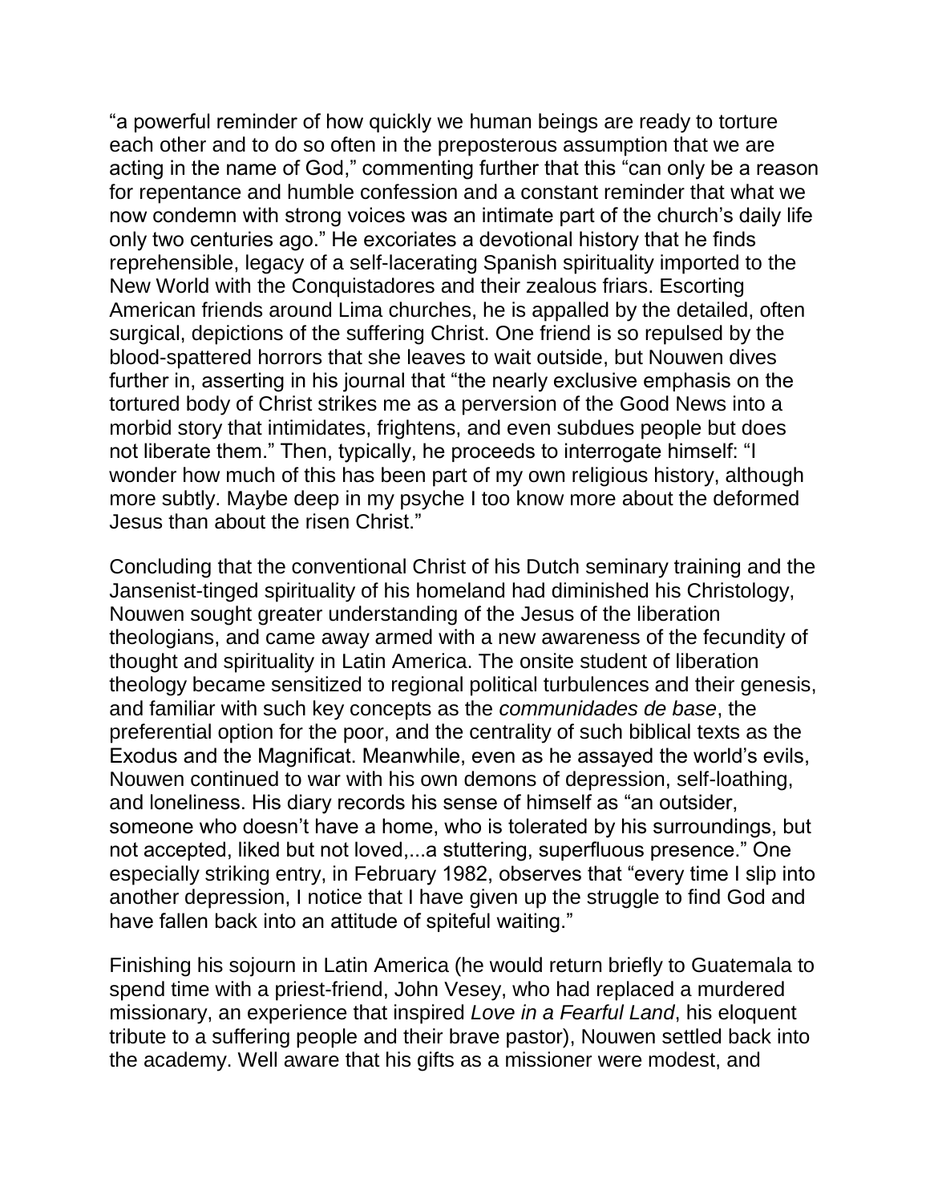“a powerful reminder of how quickly we human beings are ready to torture each other and to do so often in the preposterous assumption that we are acting in the name of God,” commenting further that this “can only be a reason for repentance and humble confession and a constant reminder that what we now condemn with strong voices was an intimate part of the church’s daily life only two centuries ago.” He excoriates a devotional history that he finds reprehensible, legacy of a self-lacerating Spanish spirituality imported to the New World with the Conquistadores and their zealous friars. Escorting American friends around Lima churches, he is appalled by the detailed, often surgical, depictions of the suffering Christ. One friend is so repulsed by the blood-spattered horrors that she leaves to wait outside, but Nouwen dives further in, asserting in his journal that “the nearly exclusive emphasis on the tortured body of Christ strikes me as a perversion of the Good News into a morbid story that intimidates, frightens, and even subdues people but does not liberate them.” Then, typically, he proceeds to interrogate himself: “I wonder how much of this has been part of my own religious history, although more subtly. Maybe deep in my psyche I too know more about the deformed Jesus than about the risen Christ.”

Concluding that the conventional Christ of his Dutch seminary training and the Jansenist-tinged spirituality of his homeland had diminished his Christology, Nouwen sought greater understanding of the Jesus of the liberation theologians, and came away armed with a new awareness of the fecundity of thought and spirituality in Latin America. The onsite student of liberation theology became sensitized to regional political turbulences and their genesis, and familiar with such key concepts as the *communidades de base*, the preferential option for the poor, and the centrality of such biblical texts as the Exodus and the Magnificat. Meanwhile, even as he assayed the world’s evils, Nouwen continued to war with his own demons of depression, self-loathing, and loneliness. His diary records his sense of himself as “an outsider, someone who doesn’t have a home, who is tolerated by his surroundings, but not accepted, liked but not loved,...a stuttering, superfluous presence.” One especially striking entry, in February 1982, observes that “every time I slip into another depression, I notice that I have given up the struggle to find God and have fallen back into an attitude of spiteful waiting.”

Finishing his sojourn in Latin America (he would return briefly to Guatemala to spend time with a priest-friend, John Vesey, who had replaced a murdered missionary, an experience that inspired *Love in a Fearful Land*, his eloquent tribute to a suffering people and their brave pastor), Nouwen settled back into the academy. Well aware that his gifts as a missioner were modest, and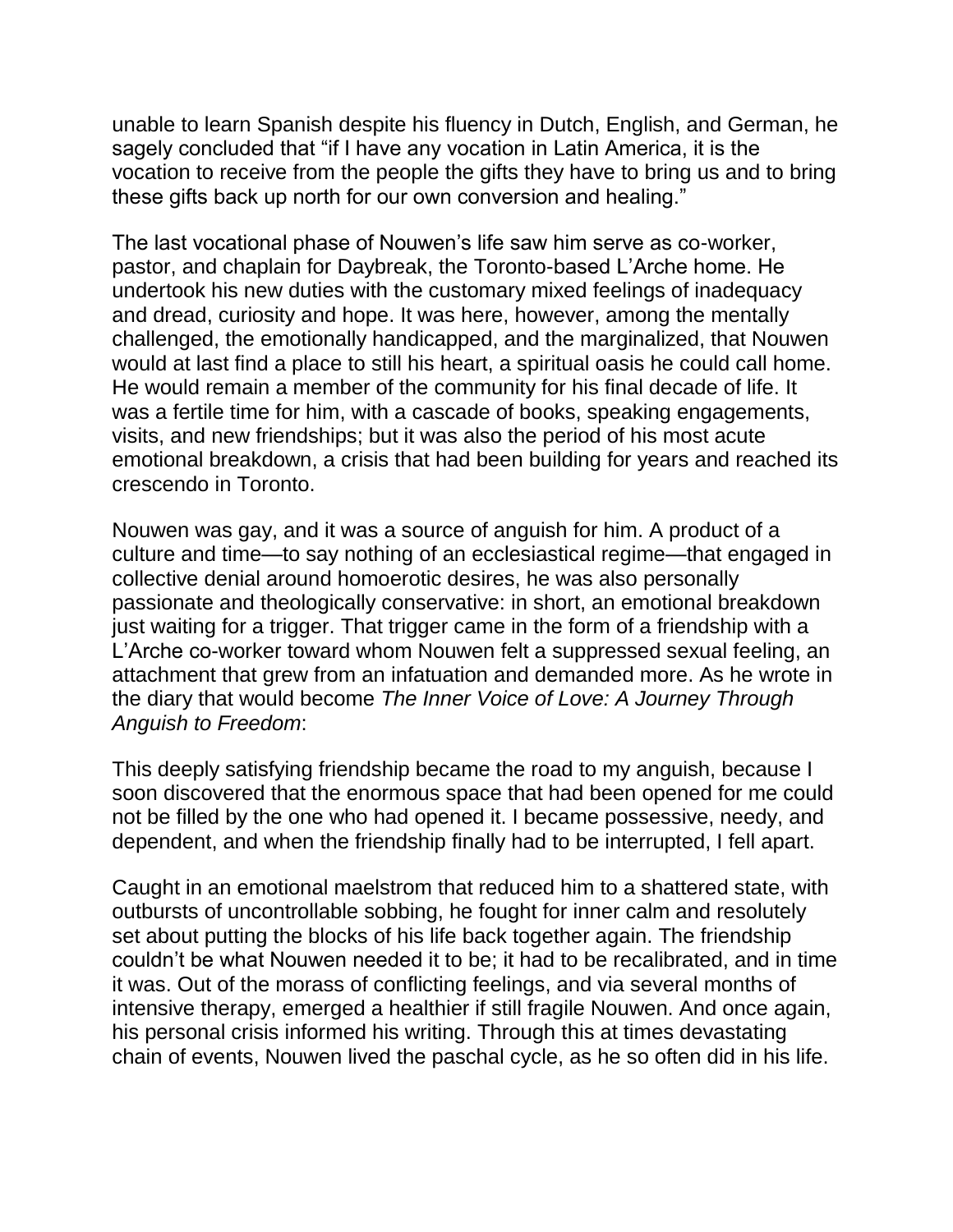unable to learn Spanish despite his fluency in Dutch, English, and German, he sagely concluded that "if I have any vocation in Latin America, it is the vocation to receive from the people the gifts they have to bring us and to bring these gifts back up north for our own conversion and healing."

The last vocational phase of Nouwen's life saw him serve as co-worker, pastor, and chaplain for Daybreak, the Toronto-based L'Arche home. He undertook his new duties with the customary mixed feelings of inadequacy and dread, curiosity and hope. It was here, however, among the mentally challenged, the emotionally handicapped, and the marginalized, that Nouwen would at last find a place to still his heart, a spiritual oasis he could call home. He would remain a member of the community for his final decade of life. It was a fertile time for him, with a cascade of books, speaking engagements, visits, and new friendships; but it was also the period of his most acute emotional breakdown, a crisis that had been building for years and reached its crescendo in Toronto.

Nouwen was gay, and it was a source of anguish for him. A product of a culture and time—to say nothing of an ecclesiastical regime—that engaged in collective denial around homoerotic desires, he was also personally passionate and theologically conservative: in short, an emotional breakdown just waiting for a trigger. That trigger came in the form of a friendship with a L'Arche co-worker toward whom Nouwen felt a suppressed sexual feeling, an attachment that grew from an infatuation and demanded more. As he wrote in the diary that would become *The Inner Voice of Love: A Journey Through Anguish to Freedom*:

This deeply satisfying friendship became the road to my anguish, because I soon discovered that the enormous space that had been opened for me could not be filled by the one who had opened it. I became possessive, needy, and dependent, and when the friendship finally had to be interrupted, I fell apart.

Caught in an emotional maelstrom that reduced him to a shattered state, with outbursts of uncontrollable sobbing, he fought for inner calm and resolutely set about putting the blocks of his life back together again. The friendship couldn't be what Nouwen needed it to be; it had to be recalibrated, and in time it was. Out of the morass of conflicting feelings, and via several months of intensive therapy, emerged a healthier if still fragile Nouwen. And once again, his personal crisis informed his writing. Through this at times devastating chain of events, Nouwen lived the paschal cycle, as he so often did in his life.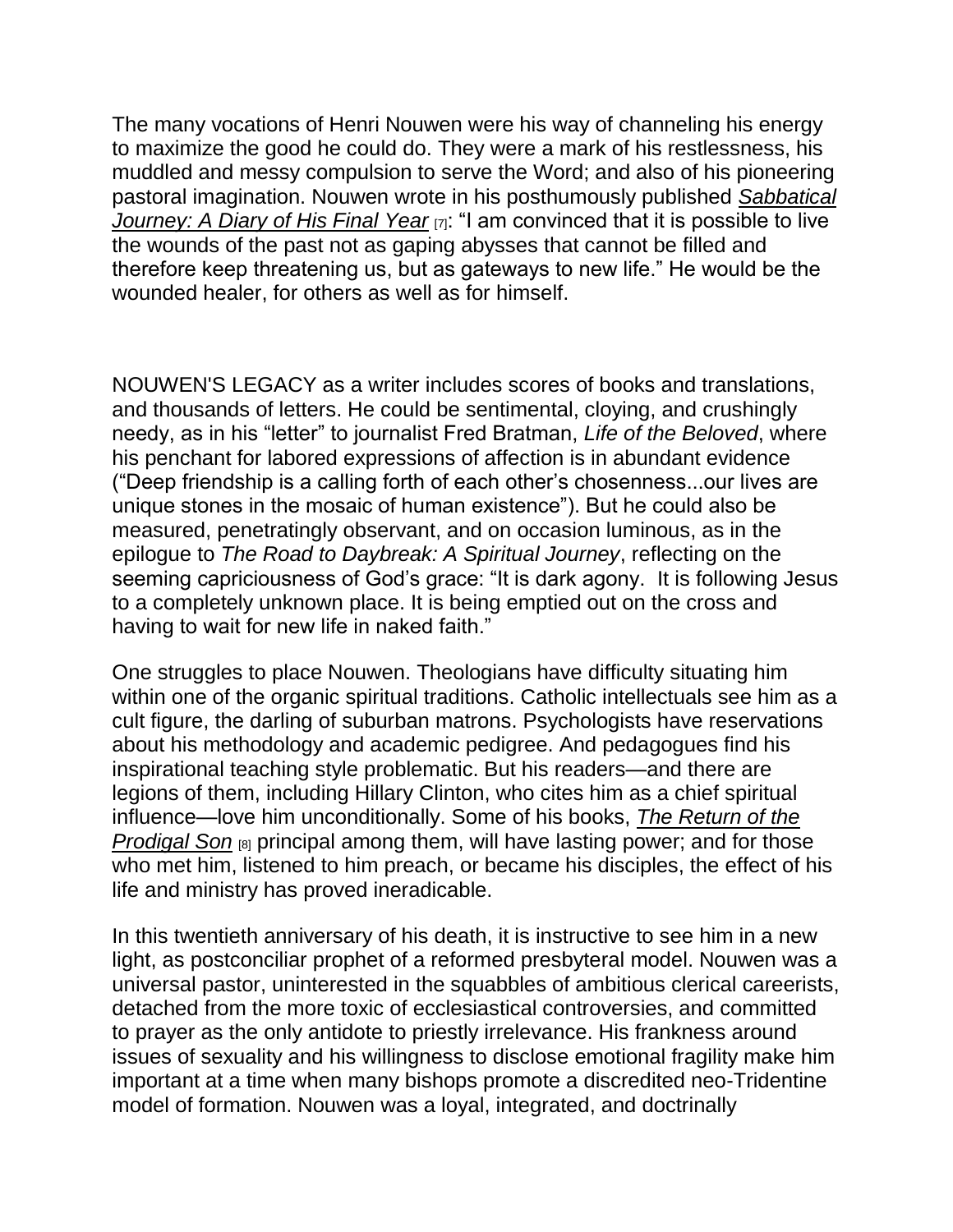The many vocations of Henri Nouwen were his way of channeling his energy to maximize the good he could do. They were a mark of his restlessness, his muddled and messy compulsion to serve the Word; and also of his pioneering pastoral imagination. Nouwen wrote in his posthumously published *Sabbatical Journey: A Diary of His Final Year* [7]: "I am convinced that it is possible to live the wounds of the past not as gaping abysses that cannot be filled and therefore keep threatening us, but as gateways to new life." He would be the wounded healer, for others as well as for himself.

NOUWEN'S LEGACY as a writer includes scores of books and translations, and thousands of letters. He could be sentimental, cloying, and crushingly needy, as in his "letter" to journalist Fred Bratman, *Life of the Beloved*, where his penchant for labored expressions of affection is in abundant evidence ("Deep friendship is a calling forth of each other's chosenness...our lives are unique stones in the mosaic of human existence"). But he could also be measured, penetratingly observant, and on occasion luminous, as in the epilogue to *The Road to Daybreak: A Spiritual Journey*, reflecting on the seeming capriciousness of God's grace: "It is dark agony. It is following Jesus to a completely unknown place. It is being emptied out on the cross and having to wait for new life in naked faith."

One struggles to place Nouwen. Theologians have difficulty situating him within one of the organic spiritual traditions. Catholic intellectuals see him as a cult figure, the darling of suburban matrons. Psychologists have reservations about his methodology and academic pedigree. And pedagogues find his inspirational teaching style problematic. But his readers—and there are legions of them, including Hillary Clinton, who cites him as a chief spiritual influence—love him unconditionally. Some of his books, *The Return of the Prodigal Son* [8] principal among them, will have lasting power; and for those who met him, listened to him preach, or became his disciples, the effect of his life and ministry has proved ineradicable.

In this twentieth anniversary of his death, it is instructive to see him in a new light, as postconciliar prophet of a reformed presbyteral model. Nouwen was a universal pastor, uninterested in the squabbles of ambitious clerical careerists, detached from the more toxic of ecclesiastical controversies, and committed to prayer as the only antidote to priestly irrelevance. His frankness around issues of sexuality and his willingness to disclose emotional fragility make him important at a time when many bishops promote a discredited neo-Tridentine model of formation. Nouwen was a loyal, integrated, and doctrinally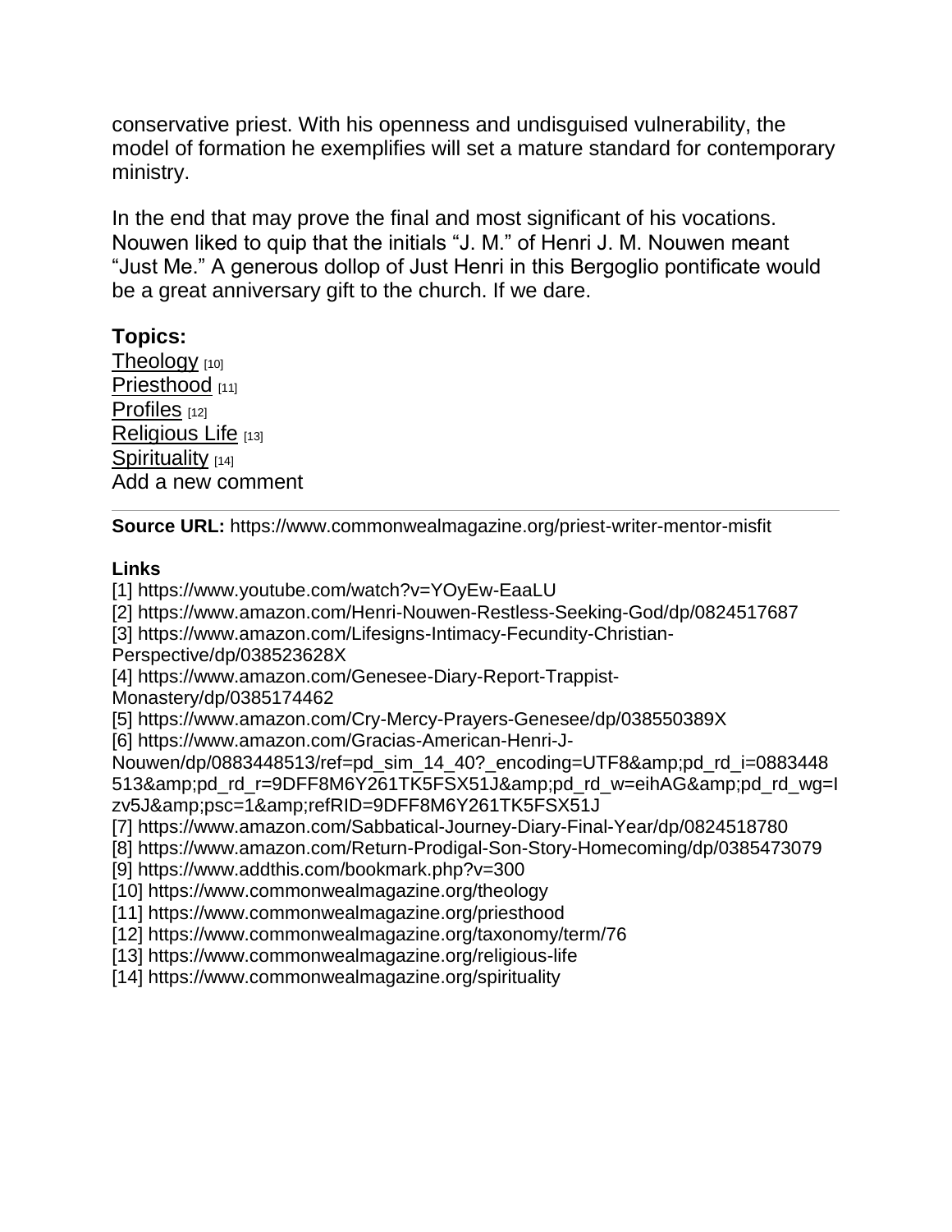conservative priest. With his openness and undisguised vulnerability, the model of formation he exemplifies will set a mature standard for contemporary ministry.

In the end that may prove the final and most significant of his vocations. Nouwen liked to quip that the initials "J. M." of Henri J. M. Nouwen meant "Just Me." A generous dollop of Just Henri in this Bergoglio pontificate would be a great anniversary gift to the church. If we dare.

**Topics:**

Theology [10]
Priesthood [11]
Profiles [12]
Religious Life [13]
Spirituality [14]
Add a new comment

---

**Source URL:** https://www.commonwealmagazine.org/priest-writer-mentor-misfit

**Links**

[1] https://www.youtube.com/watch?v=YOyEw-EaaLU
[2] https://www.amazon.com/Henri-Nouwen-Restless-Seeking-God/dp/0824517687
[3] https://www.amazon.com/Lifesigns-Intimacy-Fecundity-Christian-Perspective/dp/038523628X
[4] https://www.amazon.com/Genesee-Diary-Report-Trappist-Monastery/dp/0385174462
[5] https://www.amazon.com/Cry-Mercy-Prayers-Genesee/dp/038550389X
[6] https://www.amazon.com/Gracias-American-Henri-J-Nouwen/dp/0883448513/ref=pd_sim_14_40?_encoding=UTF8&amp;pd_rd_i=0883448513&amp;pd_rd_r=9DFF8M6Y261TK5FSX51J&amp;pd_rd_w=eihAG&amp;pd_rd_wg=Izv5J&amp;psc=1&amp;refRID=9DFF8M6Y261TK5FSX51J
[7] https://www.amazon.com/Sabbatical-Journey-Diary-Final-Year/dp/0824518780
[8] https://www.amazon.com/Return-Prodigal-Son-Story-Homecoming/dp/0385473079
[9] https://www.addthis.com/bookmark.php?v=300
[10] https://www.commonwealmagazine.org/theology
[11] https://www.commonwealmagazine.org/priesthood
[12] https://www.commonwealmagazine.org/taxonomy/term/76
[13] https://www.commonwealmagazine.org/religious-life
[14] https://www.commonwealmagazine.org/spirituality